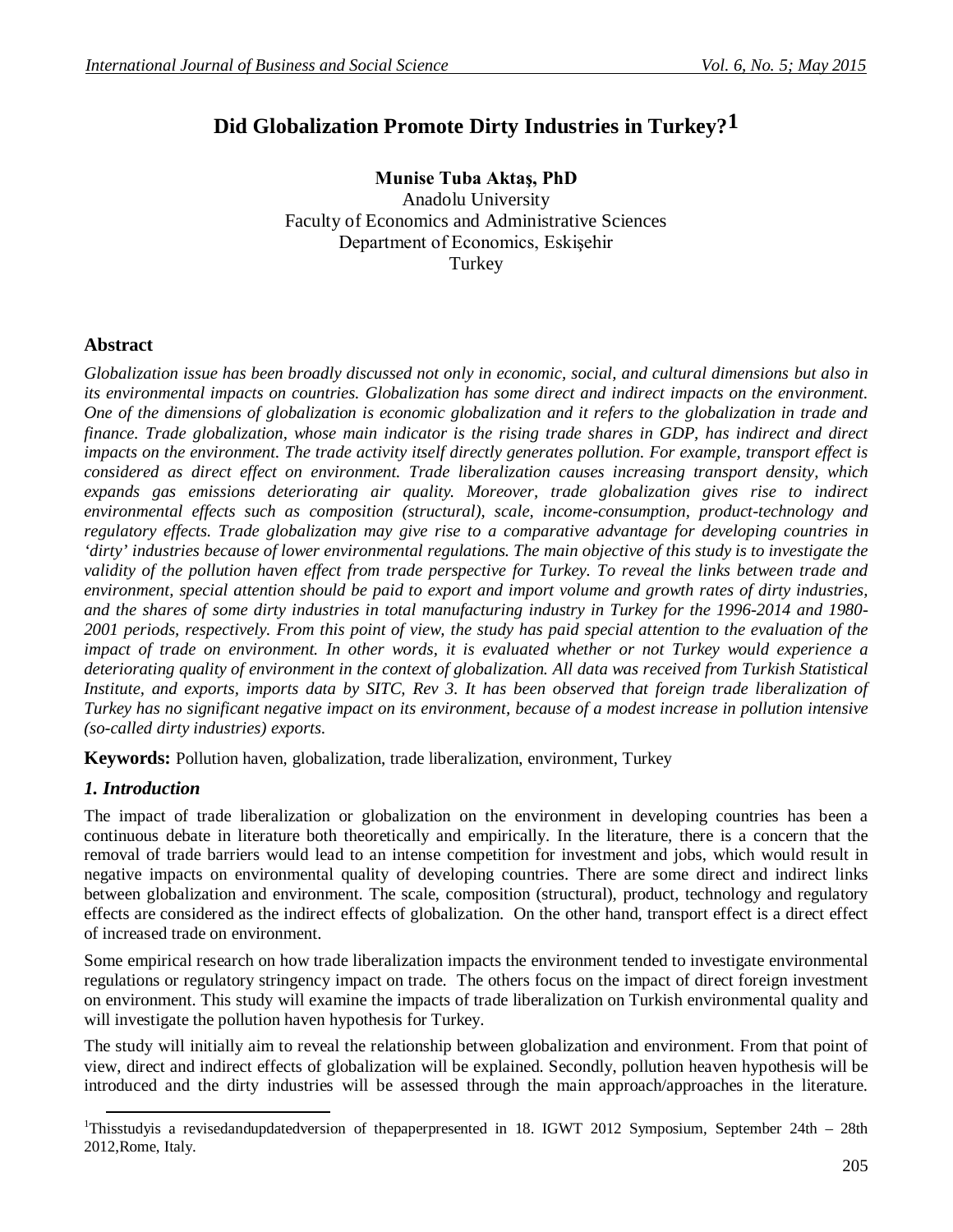# Did Globalization Promote Dirty Industries in Turkey?[1]

**Munise Tuba Aktaş, PhD**
Anadolu University
Faculty of Economics and Administrative Sciences
Department of Economics, Eskişehir
Turkey

## Abstract

*Globalization issue has been broadly discussed not only in economic, social, and cultural dimensions but also in its environmental impacts on countries. Globalization has some direct and indirect impacts on the environment. One of the dimensions of globalization is economic globalization and it refers to the globalization in trade and finance. Trade globalization, whose main indicator is the rising trade shares in GDP, has indirect and direct impacts on the environment. The trade activity itself directly generates pollution. For example, transport effect is considered as direct effect on environment. Trade liberalization causes increasing transport density, which expands gas emissions deteriorating air quality. Moreover, trade globalization gives rise to indirect environmental effects such as composition (structural), scale, income-consumption, product-technology and regulatory effects. Trade globalization may give rise to a comparative advantage for developing countries in 'dirty' industries because of lower environmental regulations. The main objective of this study is to investigate the validity of the pollution haven effect from trade perspective for Turkey. To reveal the links between trade and environment, special attention should be paid to export and import volume and growth rates of dirty industries, and the shares of some dirty industries in total manufacturing industry in Turkey for the 1996-2014 and 1980-2001 periods, respectively. From this point of view, the study has paid special attention to the evaluation of the impact of trade on environment. In other words, it is evaluated whether or not Turkey would experience a deteriorating quality of environment in the context of globalization. All data was received from Turkish Statistical Institute, and exports, imports data by SITC, Rev 3. It has been observed that foreign trade liberalization of Turkey has no significant negative impact on its environment, because of a modest increase in pollution intensive (so-called dirty industries) exports.*

**Keywords:** Pollution haven, globalization, trade liberalization, environment, Turkey

## *1. Introduction*

The impact of trade liberalization or globalization on the environment in developing countries has been a continuous debate in literature both theoretically and empirically. In the literature, there is a concern that the removal of trade barriers would lead to an intense competition for investment and jobs, which would result in negative impacts on environmental quality of developing countries. There are some direct and indirect links between globalization and environment. The scale, composition (structural), product, technology and regulatory effects are considered as the indirect effects of globalization. On the other hand, transport effect is a direct effect of increased trade on environment.

Some empirical research on how trade liberalization impacts the environment tended to investigate environmental regulations or regulatory stringency impact on trade. The others focus on the impact of direct foreign investment on environment. This study will examine the impacts of trade liberalization on Turkish environmental quality and will investigate the pollution haven hypothesis for Turkey.

The study will initially aim to reveal the relationship between globalization and environment. From that point of view, direct and indirect effects of globalization will be explained. Secondly, pollution heaven hypothesis will be introduced and the dirty industries will be assessed through the main approach/approaches in the literature.

[1] Thisstudyis a revisedandupdatedversion of thepaperpresented in 18. IGWT 2012 Symposium, September 24th – 28th 2012,Rome, Italy.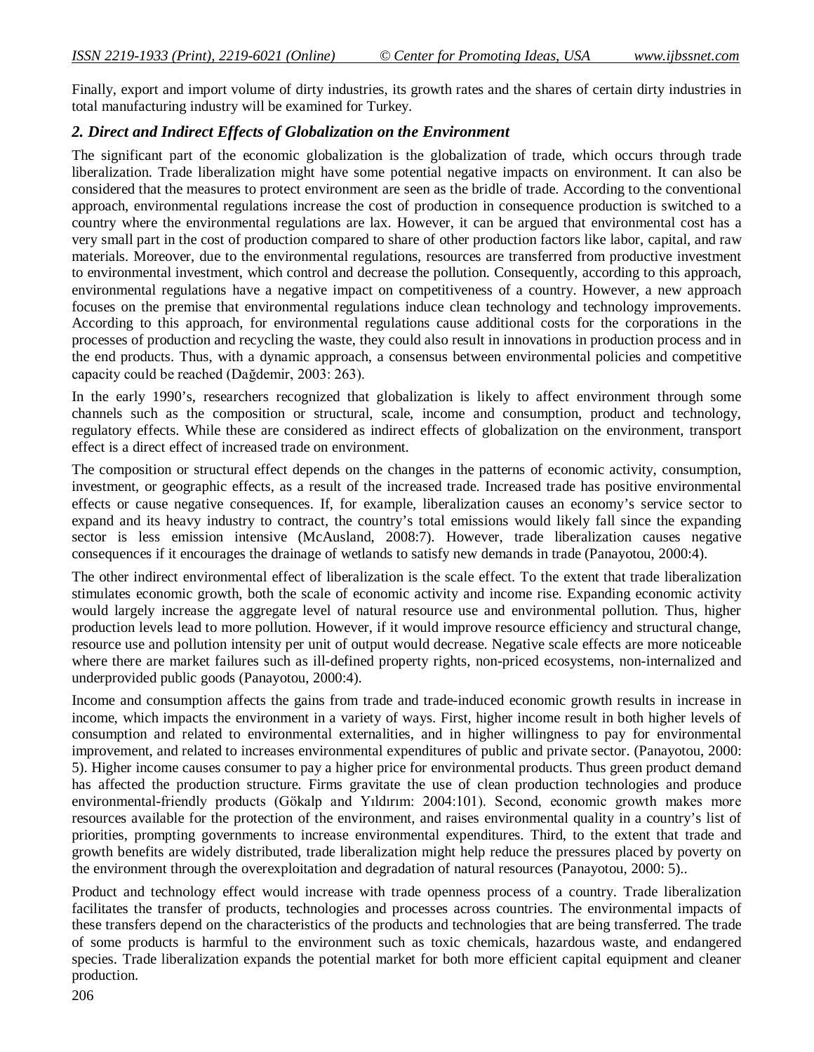Finally, export and import volume of dirty industries, its growth rates and the shares of certain dirty industries in total manufacturing industry will be examined for Turkey.

## *2. Direct and Indirect Effects of Globalization on the Environment*

The significant part of the economic globalization is the globalization of trade, which occurs through trade liberalization. Trade liberalization might have some potential negative impacts on environment. It can also be considered that the measures to protect environment are seen as the bridle of trade. According to the conventional approach, environmental regulations increase the cost of production in consequence production is switched to a country where the environmental regulations are lax. However, it can be argued that environmental cost has a very small part in the cost of production compared to share of other production factors like labor, capital, and raw materials. Moreover, due to the environmental regulations, resources are transferred from productive investment to environmental investment, which control and decrease the pollution. Consequently, according to this approach, environmental regulations have a negative impact on competitiveness of a country. However, a new approach focuses on the premise that environmental regulations induce clean technology and technology improvements. According to this approach, for environmental regulations cause additional costs for the corporations in the processes of production and recycling the waste, they could also result in innovations in production process and in the end products. Thus, with a dynamic approach, a consensus between environmental policies and competitive capacity could be reached (Dağdemir, 2003: 263).

In the early 1990's, researchers recognized that globalization is likely to affect environment through some channels such as the composition or structural, scale, income and consumption, product and technology, regulatory effects. While these are considered as indirect effects of globalization on the environment, transport effect is a direct effect of increased trade on environment.

The composition or structural effect depends on the changes in the patterns of economic activity, consumption, investment, or geographic effects, as a result of the increased trade. Increased trade has positive environmental effects or cause negative consequences. If, for example, liberalization causes an economy's service sector to expand and its heavy industry to contract, the country's total emissions would likely fall since the expanding sector is less emission intensive (McAusland, 2008:7). However, trade liberalization causes negative consequences if it encourages the drainage of wetlands to satisfy new demands in trade (Panayotou, 2000:4).

The other indirect environmental effect of liberalization is the scale effect. To the extent that trade liberalization stimulates economic growth, both the scale of economic activity and income rise. Expanding economic activity would largely increase the aggregate level of natural resource use and environmental pollution. Thus, higher production levels lead to more pollution. However, if it would improve resource efficiency and structural change, resource use and pollution intensity per unit of output would decrease. Negative scale effects are more noticeable where there are market failures such as ill-defined property rights, non-priced ecosystems, non-internalized and underprovided public goods (Panayotou, 2000:4).

Income and consumption affects the gains from trade and trade-induced economic growth results in increase in income, which impacts the environment in a variety of ways. First, higher income result in both higher levels of consumption and related to environmental externalities, and in higher willingness to pay for environmental improvement, and related to increases environmental expenditures of public and private sector. (Panayotou, 2000: 5). Higher income causes consumer to pay a higher price for environmental products. Thus green product demand has affected the production structure. Firms gravitate the use of clean production technologies and produce environmental-friendly products (Gökalp and Yıldırım: 2004:101). Second, economic growth makes more resources available for the protection of the environment, and raises environmental quality in a country's list of priorities, prompting governments to increase environmental expenditures. Third, to the extent that trade and growth benefits are widely distributed, trade liberalization might help reduce the pressures placed by poverty on the environment through the overexploitation and degradation of natural resources (Panayotou, 2000: 5)..

Product and technology effect would increase with trade openness process of a country. Trade liberalization facilitates the transfer of products, technologies and processes across countries. The environmental impacts of these transfers depend on the characteristics of the products and technologies that are being transferred. The trade of some products is harmful to the environment such as toxic chemicals, hazardous waste, and endangered species. Trade liberalization expands the potential market for both more efficient capital equipment and cleaner production.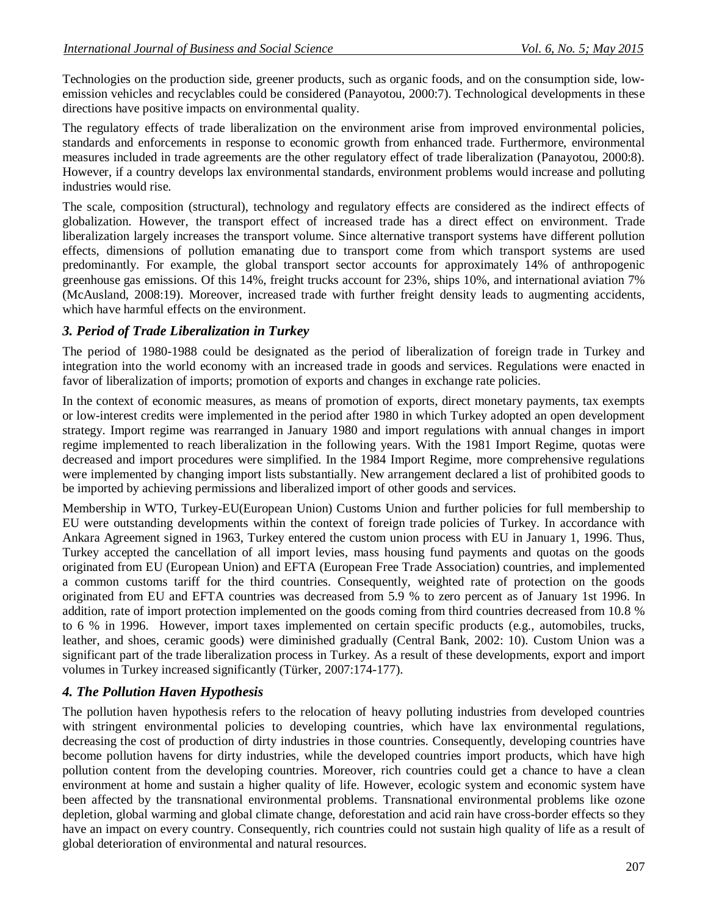Technologies on the production side, greener products, such as organic foods, and on the consumption side, low-emission vehicles and recyclables could be considered (Panayotou, 2000:7). Technological developments in these directions have positive impacts on environmental quality.

The regulatory effects of trade liberalization on the environment arise from improved environmental policies, standards and enforcements in response to economic growth from enhanced trade. Furthermore, environmental measures included in trade agreements are the other regulatory effect of trade liberalization (Panayotou, 2000:8). However, if a country develops lax environmental standards, environment problems would increase and polluting industries would rise.

The scale, composition (structural), technology and regulatory effects are considered as the indirect effects of globalization. However, the transport effect of increased trade has a direct effect on environment. Trade liberalization largely increases the transport volume. Since alternative transport systems have different pollution effects, dimensions of pollution emanating due to transport come from which transport systems are used predominantly. For example, the global transport sector accounts for approximately 14% of anthropogenic greenhouse gas emissions. Of this 14%, freight trucks account for 23%, ships 10%, and international aviation 7% (McAusland, 2008:19). Moreover, increased trade with further freight density leads to augmenting accidents, which have harmful effects on the environment.

### *3. Period of Trade Liberalization in Turkey*

The period of 1980-1988 could be designated as the period of liberalization of foreign trade in Turkey and integration into the world economy with an increased trade in goods and services. Regulations were enacted in favor of liberalization of imports; promotion of exports and changes in exchange rate policies.

In the context of economic measures, as means of promotion of exports, direct monetary payments, tax exempts or low-interest credits were implemented in the period after 1980 in which Turkey adopted an open development strategy. Import regime was rearranged in January 1980 and import regulations with annual changes in import regime implemented to reach liberalization in the following years. With the 1981 Import Regime, quotas were decreased and import procedures were simplified. In the 1984 Import Regime, more comprehensive regulations were implemented by changing import lists substantially. New arrangement declared a list of prohibited goods to be imported by achieving permissions and liberalized import of other goods and services.

Membership in WTO, Turkey-EU(European Union) Customs Union and further policies for full membership to EU were outstanding developments within the context of foreign trade policies of Turkey. In accordance with Ankara Agreement signed in 1963, Turkey entered the custom union process with EU in January 1, 1996. Thus, Turkey accepted the cancellation of all import levies, mass housing fund payments and quotas on the goods originated from EU (European Union) and EFTA (European Free Trade Association) countries, and implemented a common customs tariff for the third countries. Consequently, weighted rate of protection on the goods originated from EU and EFTA countries was decreased from 5.9 % to zero percent as of January 1st 1996. In addition, rate of import protection implemented on the goods coming from third countries decreased from 10.8 % to 6 % in 1996. However, import taxes implemented on certain specific products (e.g., automobiles, trucks, leather, and shoes, ceramic goods) were diminished gradually (Central Bank, 2002: 10). Custom Union was a significant part of the trade liberalization process in Turkey. As a result of these developments, export and import volumes in Turkey increased significantly (Türker, 2007:174-177).

### *4. The Pollution Haven Hypothesis*

The pollution haven hypothesis refers to the relocation of heavy polluting industries from developed countries with stringent environmental policies to developing countries, which have lax environmental regulations, decreasing the cost of production of dirty industries in those countries. Consequently, developing countries have become pollution havens for dirty industries, while the developed countries import products, which have high pollution content from the developing countries. Moreover, rich countries could get a chance to have a clean environment at home and sustain a higher quality of life. However, ecologic system and economic system have been affected by the transnational environmental problems. Transnational environmental problems like ozone depletion, global warming and global climate change, deforestation and acid rain have cross-border effects so they have an impact on every country. Consequently, rich countries could not sustain high quality of life as a result of global deterioration of environmental and natural resources.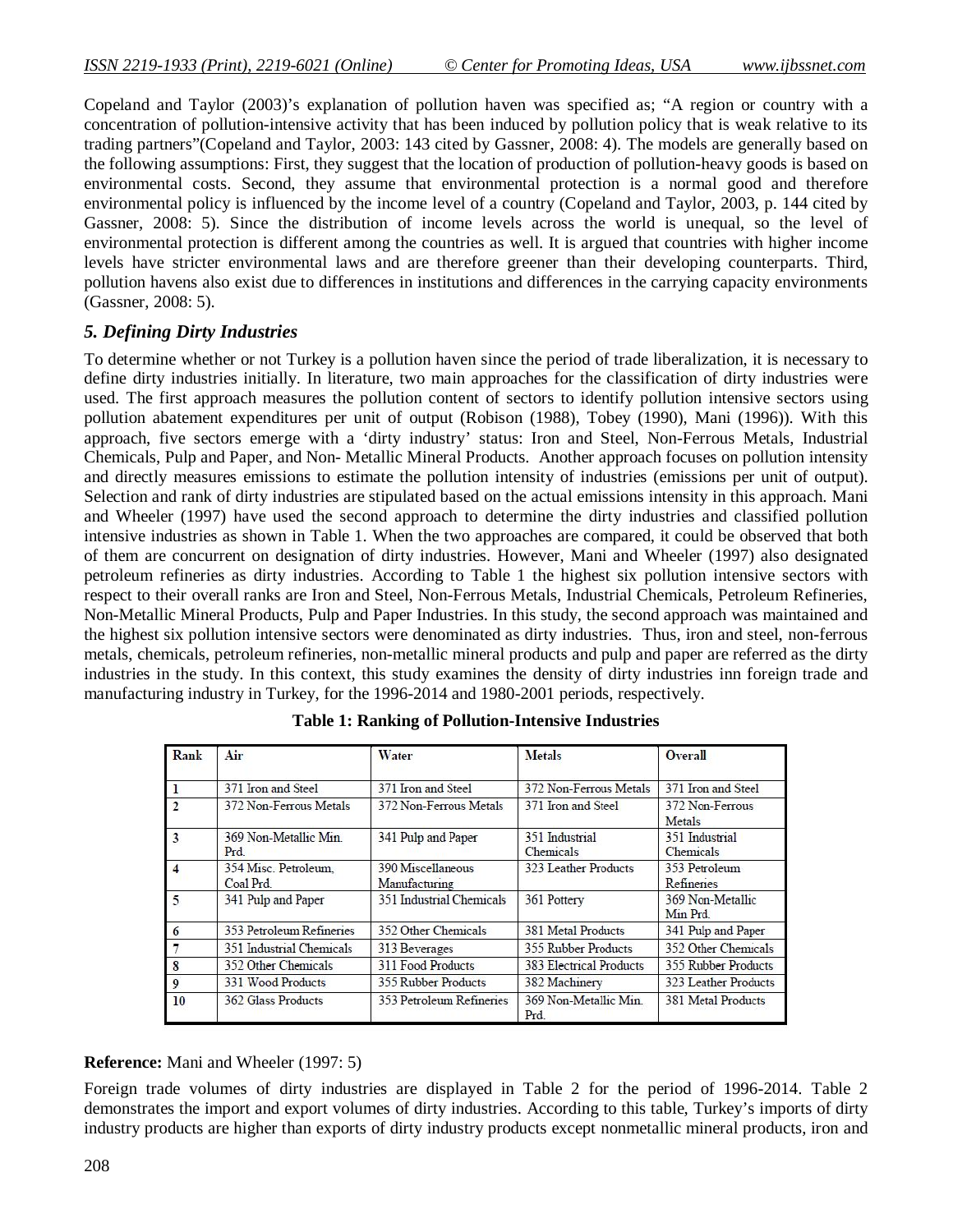Copeland and Taylor (2003)'s explanation of pollution haven was specified as; "A region or country with a concentration of pollution-intensive activity that has been induced by pollution policy that is weak relative to its trading partners"(Copeland and Taylor, 2003: 143 cited by Gassner, 2008: 4). The models are generally based on the following assumptions: First, they suggest that the location of production of pollution-heavy goods is based on environmental costs. Second, they assume that environmental protection is a normal good and therefore environmental policy is influenced by the income level of a country (Copeland and Taylor, 2003, p. 144 cited by Gassner, 2008: 5). Since the distribution of income levels across the world is unequal, so the level of environmental protection is different among the countries as well. It is argued that countries with higher income levels have stricter environmental laws and are therefore greener than their developing counterparts. Third, pollution havens also exist due to differences in institutions and differences in the carrying capacity environments (Gassner, 2008: 5).

## *5. Defining Dirty Industries*

To determine whether or not Turkey is a pollution haven since the period of trade liberalization, it is necessary to define dirty industries initially. In literature, two main approaches for the classification of dirty industries were used. The first approach measures the pollution content of sectors to identify pollution intensive sectors using pollution abatement expenditures per unit of output (Robison (1988), Tobey (1990), Mani (1996)). With this approach, five sectors emerge with a 'dirty industry' status: Iron and Steel, Non-Ferrous Metals, Industrial Chemicals, Pulp and Paper, and Non- Metallic Mineral Products. Another approach focuses on pollution intensity and directly measures emissions to estimate the pollution intensity of industries (emissions per unit of output). Selection and rank of dirty industries are stipulated based on the actual emissions intensity in this approach. Mani and Wheeler (1997) have used the second approach to determine the dirty industries and classified pollution intensive industries as shown in Table 1. When the two approaches are compared, it could be observed that both of them are concurrent on designation of dirty industries. However, Mani and Wheeler (1997) also designated petroleum refineries as dirty industries. According to Table 1 the highest six pollution intensive sectors with respect to their overall ranks are Iron and Steel, Non-Ferrous Metals, Industrial Chemicals, Petroleum Refineries, Non-Metallic Mineral Products, Pulp and Paper Industries. In this study, the second approach was maintained and the highest six pollution intensive sectors were denominated as dirty industries. Thus, iron and steel, non-ferrous metals, chemicals, petroleum refineries, non-metallic mineral products and pulp and paper are referred as the dirty industries in the study. In this context, this study examines the density of dirty industries inn foreign trade and manufacturing industry in Turkey, for the 1996-2014 and 1980-2001 periods, respectively.

**Table 1: Ranking of Pollution-Intensive Industries**

| Rank | Air | Water | Metals | Overall |
|---|---|---|---|---|
| 1 | 371 Iron and Steel | 371 Iron and Steel | 372 Non-Ferrous Metals | 371 Iron and Steel |
| 2 | 372 Non-Ferrous Metals | 372 Non-Ferrous Metals | 371 Iron and Steel | 372 Non-Ferrous Metals |
| 3 | 369 Non-Metallic Min. Prd. | 341 Pulp and Paper | 351 Industrial Chemicals | 351 Industrial Chemicals |
| 4 | 354 Misc. Petroleum, Coal Prd. | 390 Miscellaneous Manufacturing | 323 Leather Products | 353 Petroleum Refineries |
| 5 | 341 Pulp and Paper | 351 Industrial Chemicals | 361 Pottery | 369 Non-Metallic Min Prd. |
| 6 | 353 Petroleum Refineries | 352 Other Chemicals | 381 Metal Products | 341 Pulp and Paper |
| 7 | 351 Industrial Chemicals | 313 Beverages | 355 Rubber Products | 352 Other Chemicals |
| 8 | 352 Other Chemicals | 311 Food Products | 383 Electrical Products | 355 Rubber Products |
| 9 | 331 Wood Products | 355 Rubber Products | 382 Machinery | 323 Leather Products |
| 10 | 362 Glass Products | 353 Petroleum Refineries | 369 Non-Metallic Min. Prd. | 381 Metal Products |

**Reference:** Mani and Wheeler (1997: 5)

Foreign trade volumes of dirty industries are displayed in Table 2 for the period of 1996-2014. Table 2 demonstrates the import and export volumes of dirty industries. According to this table, Turkey's imports of dirty industry products are higher than exports of dirty industry products except nonmetallic mineral products, iron and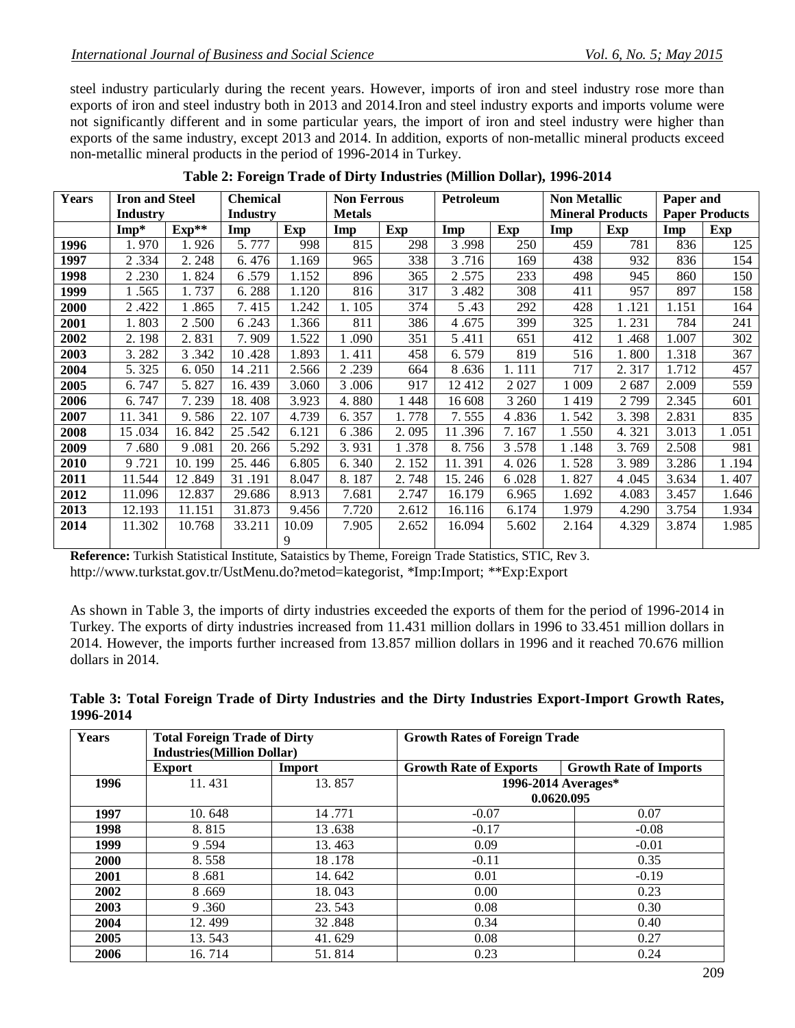steel industry particularly during the recent years. However, imports of iron and steel industry rose more than exports of iron and steel industry both in 2013 and 2014.Iron and steel industry exports and imports volume were not significantly different and in some particular years, the import of iron and steel industry were higher than exports of the same industry, except 2013 and 2014. In addition, exports of non-metallic mineral products exceed non-metallic mineral products in the period of 1996-2014 in Turkey.

**Table 2: Foreign Trade of Dirty Industries (Million Dollar), 1996-2014**

| Years | Iron and Steel Industry | | Chemical Industry | | Non Ferrous Metals | | Petroleum | | Non Metallic Mineral Products | | Paper and Paper Products | |
|---|---|---|---|---|---|---|---|---|---|---|---|---|
| | Imp* | Exp** | Imp | Exp | Imp | Exp | Imp | Exp | Imp | Exp | Imp | Exp |
| **1996** | 1. 970 | 1. 926 | 5. 777 | 998 | 815 | 298 | 3 .998 | 250 | 459 | 781 | 836 | 125 |
| **1997** | 2 .334 | 2. 248 | 6. 476 | 1.169 | 965 | 338 | 3 .716 | 169 | 438 | 932 | 836 | 154 |
| **1998** | 2 .230 | 1. 824 | 6 .579 | 1.152 | 896 | 365 | 2 .575 | 233 | 498 | 945 | 860 | 150 |
| **1999** | 1 .565 | 1. 737 | 6. 288 | 1.120 | 816 | 317 | 3 .482 | 308 | 411 | 957 | 897 | 158 |
| **2000** | 2 .422 | 1 .865 | 7. 415 | 1.242 | 1. 105 | 374 | 5 .43 | 292 | 428 | 1 .121 | 1.151 | 164 |
| **2001** | 1. 803 | 2 .500 | 6 .243 | 1.366 | 811 | 386 | 4 .675 | 399 | 325 | 1. 231 | 784 | 241 |
| **2002** | 2. 198 | 2. 831 | 7. 909 | 1.522 | 1 .090 | 351 | 5 .411 | 651 | 412 | 1 .468 | 1.007 | 302 |
| **2003** | 3. 282 | 3 .342 | 10 .428 | 1.893 | 1. 411 | 458 | 6. 579 | 819 | 516 | 1. 800 | 1.318 | 367 |
| **2004** | 5. 325 | 6. 050 | 14 .211 | 2.566 | 2 .239 | 664 | 8 .636 | 1. 111 | 717 | 2. 317 | 1.712 | 457 |
| **2005** | 6. 747 | 5. 827 | 16. 439 | 3.060 | 3 .006 | 917 | 12 412 | 2 027 | 1 009 | 2 687 | 2.009 | 559 |
| **2006** | 6. 747 | 7. 239 | 18. 408 | 3.923 | 4. 880 | 1 448 | 16 608 | 3 260 | 1 419 | 2 799 | 2.345 | 601 |
| **2007** | 11. 341 | 9. 586 | 22. 107 | 4.739 | 6. 357 | 1. 778 | 7. 555 | 4 .836 | 1. 542 | 3. 398 | 2.831 | 835 |
| **2008** | 15 .034 | 16. 842 | 25 .542 | 6.121 | 6 .386 | 2. 095 | 11 .396 | 7. 167 | 1 .550 | 4. 321 | 3.013 | 1 .051 |
| **2009** | 7 .680 | 9 .081 | 20. 266 | 5.292 | 3. 931 | 1 .378 | 8. 756 | 3 .578 | 1 .148 | 3. 769 | 2.508 | 981 |
| **2010** | 9 .721 | 10. 199 | 25. 446 | 6.805 | 6. 340 | 2. 152 | 11. 391 | 4. 026 | 1. 528 | 3. 989 | 3.286 | 1 .194 |
| **2011** | 11.544 | 12 .849 | 31 .191 | 8.047 | 8. 187 | 2. 748 | 15. 246 | 6 .028 | 1. 827 | 4 .045 | 3.634 | 1. 407 |
| **2012** | 11.096 | 12.837 | 29.686 | 8.913 | 7.681 | 2.747 | 16.179 | 6.965 | 1.692 | 4.083 | 3.457 | 1.646 |
| **2013** | 12.193 | 11.151 | 31.873 | 9.456 | 7.720 | 2.612 | 16.116 | 6.174 | 1.979 | 4.290 | 3.754 | 1.934 |
| **2014** | 11.302 | 10.768 | 33.211 | 10.099 | 7.905 | 2.652 | 16.094 | 5.602 | 2.164 | 4.329 | 3.874 | 1.985 |

**Reference:** Turkish Statistical Institute, Sataistics by Theme, Foreign Trade Statistics, STIC, Rev 3.
http://www.turkstat.gov.tr/UstMenu.do?metod=kategorist, *Imp:Import; **Exp:Export

As shown in Table 3, the imports of dirty industries exceeded the exports of them for the period of 1996-2014 in Turkey. The exports of dirty industries increased from 11.431 million dollars in 1996 to 33.451 million dollars in 2014. However, the imports further increased from 13.857 million dollars in 1996 and it reached 70.676 million dollars in 2014.

**Table 3: Total Foreign Trade of Dirty Industries and the Dirty Industries Export-Import Growth Rates, 1996-2014**

| Years | Total Foreign Trade of Dirty Industries(Million Dollar) | | Growth Rates of Foreign Trade | |
|---|---|---|---|---|
| | Export | Import | Growth Rate of Exports | Growth Rate of Imports |
| **1996** | 11. 431 | 13. 857 | 1996-2014 Averages* 0.0620.095 | |
| **1997** | 10. 648 | 14 .771 | -0.07 | 0.07 |
| **1998** | 8. 815 | 13 .638 | -0.17 | -0.08 |
| **1999** | 9 .594 | 13. 463 | 0.09 | -0.01 |
| **2000** | 8. 558 | 18 .178 | -0.11 | 0.35 |
| **2001** | 8 .681 | 14. 642 | 0.01 | -0.19 |
| **2002** | 8 .669 | 18. 043 | 0.00 | 0.23 |
| **2003** | 9 .360 | 23. 543 | 0.08 | 0.30 |
| **2004** | 12. 499 | 32 .848 | 0.34 | 0.40 |
| **2005** | 13. 543 | 41. 629 | 0.08 | 0.27 |
| **2006** | 16. 714 | 51. 814 | 0.23 | 0.24 |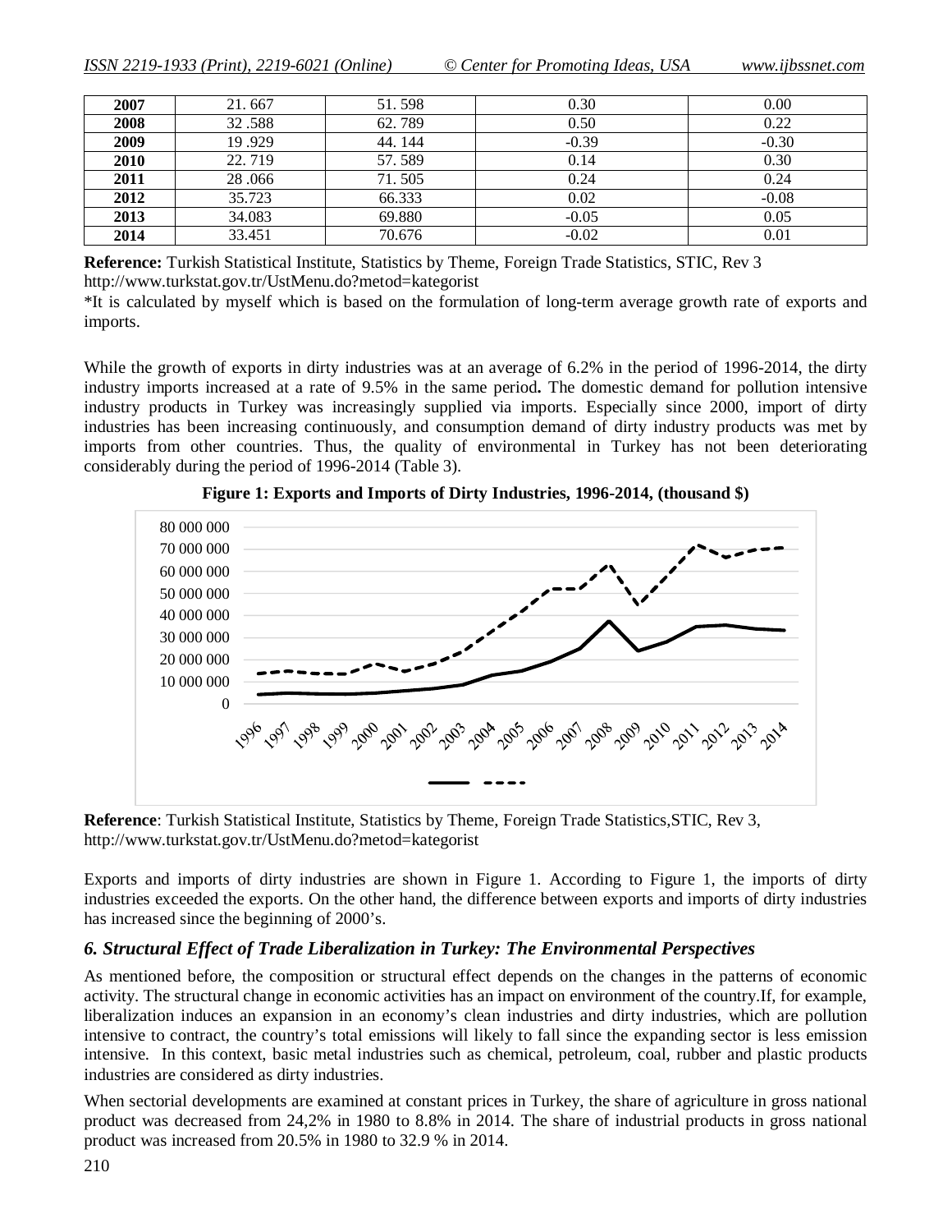| | | | | |
|---|---|---|---|---|
| **2007** | 21. 667 | 51. 598 | 0.30 | 0.00 |
| **2008** | 32 .588 | 62. 789 | 0.50 | 0.22 |
| **2009** | 19 .929 | 44. 144 | -0.39 | -0.30 |
| **2010** | 22. 719 | 57. 589 | 0.14 | 0.30 |
| **2011** | 28 .066 | 71. 505 | 0.24 | 0.24 |
| **2012** | 35.723 | 66.333 | 0.02 | -0.08 |
| **2013** | 34.083 | 69.880 | -0.05 | 0.05 |
| **2014** | 33.451 | 70.676 | -0.02 | 0.01 |

**Reference:** Turkish Statistical Institute, Statistics by Theme, Foreign Trade Statistics, STIC, Rev 3 http://www.turkstat.gov.tr/UstMenu.do?metod=kategorist

*It is calculated by myself which is based on the formulation of long-term average growth rate of exports and imports.

While the growth of exports in dirty industries was at an average of 6.2% in the period of 1996-2014, the dirty industry imports increased at a rate of 9.5% in the same period**.** The domestic demand for pollution intensive industry products in Turkey was increasingly supplied via imports. Especially since 2000, import of dirty industries has been increasing continuously, and consumption demand of dirty industry products was met by imports from other countries. Thus, the quality of environmental in Turkey has not been deteriorating considerably during the period of 1996-2014 (Table 3).

**Figure 1: Exports and Imports of Dirty Industries, 1996-2014, (thousand $)**

80 000 000
70 000 000
60 000 000
50 000 000
40 000 000
30 000 000
20 000 000
10 000 000
0

1996 1997 1998 1999 2000 2001 2002 2003 2004 2005 2006 2007 2008 2009 2010 2011 2012 2013 2014

**Reference**: Turkish Statistical Institute, Statistics by Theme, Foreign Trade Statistics,STIC, Rev 3, http://www.turkstat.gov.tr/UstMenu.do?metod=kategorist

Exports and imports of dirty industries are shown in Figure 1. According to Figure 1, the imports of dirty industries exceeded the exports. On the other hand, the difference between exports and imports of dirty industries has increased since the beginning of 2000's.

### *6. Structural Effect of Trade Liberalization in Turkey: The Environmental Perspectives*

As mentioned before, the composition or structural effect depends on the changes in the patterns of economic activity. The structural change in economic activities has an impact on environment of the country.If, for example, liberalization induces an expansion in an economy's clean industries and dirty industries, which are pollution intensive to contract, the country's total emissions will likely to fall since the expanding sector is less emission intensive. In this context, basic metal industries such as chemical, petroleum, coal, rubber and plastic products industries are considered as dirty industries.

When sectorial developments are examined at constant prices in Turkey, the share of agriculture in gross national product was decreased from 24,2% in 1980 to 8.8% in 2014. The share of industrial products in gross national product was increased from 20.5% in 1980 to 32.9 % in 2014.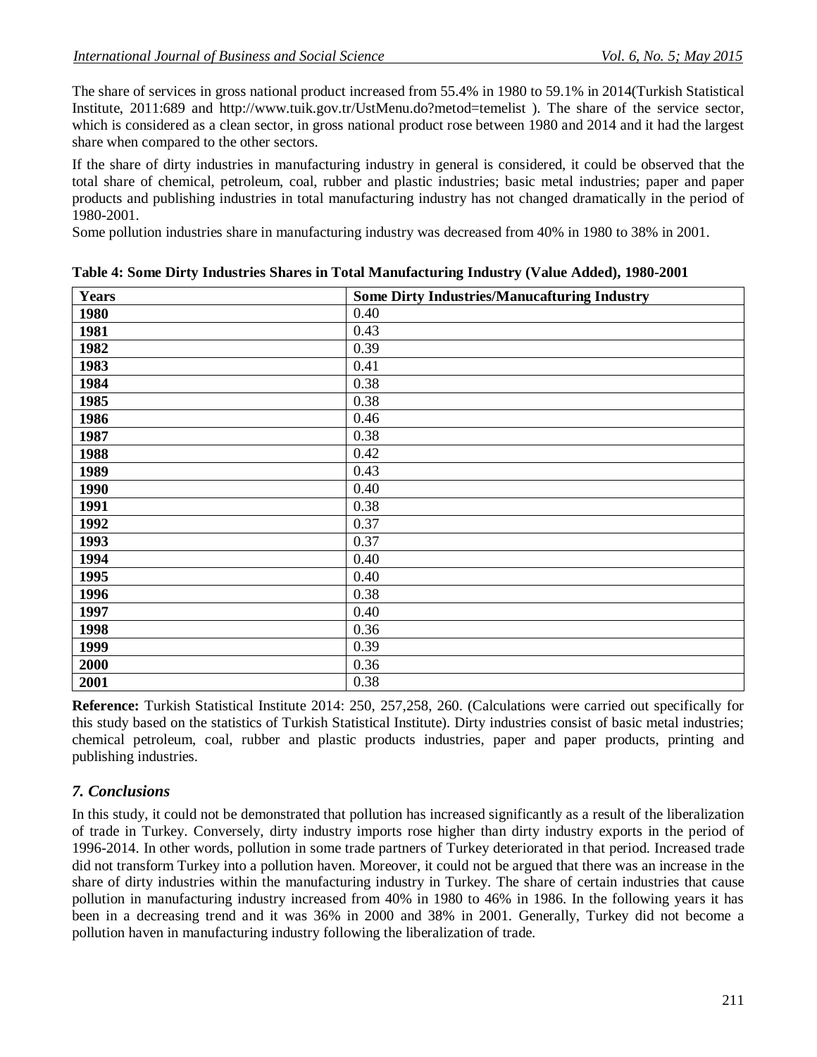The share of services in gross national product increased from 55.4% in 1980 to 59.1% in 2014(Turkish Statistical Institute, 2011:689 and http://www.tuik.gov.tr/UstMenu.do?metod=temelist ). The share of the service sector, which is considered as a clean sector, in gross national product rose between 1980 and 2014 and it had the largest share when compared to the other sectors.

If the share of dirty industries in manufacturing industry in general is considered, it could be observed that the total share of chemical, petroleum, coal, rubber and plastic industries; basic metal industries; paper and paper products and publishing industries in total manufacturing industry has not changed dramatically in the period of 1980-2001.

Some pollution industries share in manufacturing industry was decreased from 40% in 1980 to 38% in 2001.

**Table 4: Some Dirty Industries Shares in Total Manufacturing Industry (Value Added), 1980-2001**

| Years | Some Dirty Industries/Manucafturing Industry |
|---|---|
| **1980** | 0.40 |
| **1981** | 0.43 |
| **1982** | 0.39 |
| **1983** | 0.41 |
| **1984** | 0.38 |
| **1985** | 0.38 |
| **1986** | 0.46 |
| **1987** | 0.38 |
| **1988** | 0.42 |
| **1989** | 0.43 |
| **1990** | 0.40 |
| **1991** | 0.38 |
| **1992** | 0.37 |
| **1993** | 0.37 |
| **1994** | 0.40 |
| **1995** | 0.40 |
| **1996** | 0.38 |
| **1997** | 0.40 |
| **1998** | 0.36 |
| **1999** | 0.39 |
| **2000** | 0.36 |
| **2001** | 0.38 |

**Reference:** Turkish Statistical Institute 2014: 250, 257,258, 260. (Calculations were carried out specifically for this study based on the statistics of Turkish Statistical Institute). Dirty industries consist of basic metal industries; chemical petroleum, coal, rubber and plastic products industries, paper and paper products, printing and publishing industries.

## *7. Conclusions*

In this study, it could not be demonstrated that pollution has increased significantly as a result of the liberalization of trade in Turkey. Conversely, dirty industry imports rose higher than dirty industry exports in the period of 1996-2014. In other words, pollution in some trade partners of Turkey deteriorated in that period. Increased trade did not transform Turkey into a pollution haven. Moreover, it could not be argued that there was an increase in the share of dirty industries within the manufacturing industry in Turkey. The share of certain industries that cause pollution in manufacturing industry increased from 40% in 1980 to 46% in 1986. In the following years it has been in a decreasing trend and it was 36% in 2000 and 38% in 2001. Generally, Turkey did not become a pollution haven in manufacturing industry following the liberalization of trade.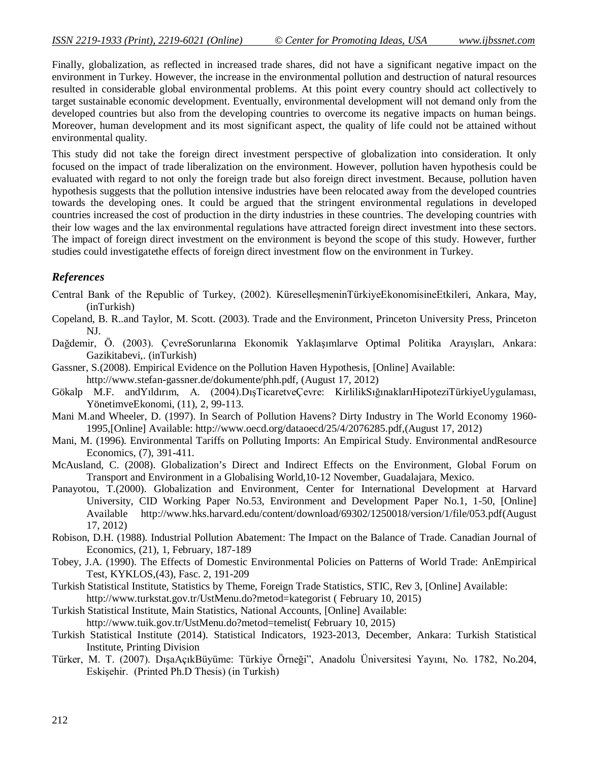Finally, globalization, as reflected in increased trade shares, did not have a significant negative impact on the environment in Turkey. However, the increase in the environmental pollution and destruction of natural resources resulted in considerable global environmental problems. At this point every country should act collectively to target sustainable economic development. Eventually, environmental development will not demand only from the developed countries but also from the developing countries to overcome its negative impacts on human beings. Moreover, human development and its most significant aspect, the quality of life could not be attained without environmental quality.

This study did not take the foreign direct investment perspective of globalization into consideration. It only focused on the impact of trade liberalization on the environment. However, pollution haven hypothesis could be evaluated with regard to not only the foreign trade but also foreign direct investment. Because, pollution haven hypothesis suggests that the pollution intensive industries have been relocated away from the developed countries towards the developing ones. It could be argued that the stringent environmental regulations in developed countries increased the cost of production in the dirty industries in these countries. The developing countries with their low wages and the lax environmental regulations have attracted foreign direct investment into these sectors. The impact of foreign direct investment on the environment is beyond the scope of this study. However, further studies could investigatethe effects of foreign direct investment flow on the environment in Turkey.

## *References*

Central Bank of the Republic of Turkey, (2002). KüreselleşmeninTürkiyeEkonomisineEtkileri, Ankara, May, (inTurkish)

Copeland, B. R..and Taylor, M. Scott. (2003). Trade and the Environment, Princeton University Press, Princeton NJ.

Dağdemir, Ö. (2003). ÇevreSorunlarına Ekonomik Yaklaşımlarve Optimal Politika Arayışları, Ankara: Gazikitabevi,. (inTurkish)

Gassner, S.(2008). Empirical Evidence on the Pollution Haven Hypothesis, [Online] Available: http://www.stefan-gassner.de/dokumente/phh.pdf, (August 17, 2012)

Gökalp M.F. andYıldırım, A. (2004).DışTicaretveÇevre: KirlilikSığınaklarıHipoteziTürkiyeUygulaması, YönetimveEkonomi, (11), 2, 99-113.

Mani M.and Wheeler, D. (1997). In Search of Pollution Havens? Dirty Industry in The World Economy 1960-1995,[Online] Available: http://www.oecd.org/dataoecd/25/4/2076285.pdf,(August 17, 2012)

Mani, M. (1996). Environmental Tariffs on Polluting Imports: An Empirical Study. Environmental andResource Economics, (7), 391-411.

McAusland, C. (2008). Globalization's Direct and Indirect Effects on the Environment, Global Forum on Transport and Environment in a Globalising World,10-12 November, Guadalajara, Mexico.

Panayotou, T.(2000). Globalization and Environment, Center for International Development at Harvard University, CID Working Paper No.53, Environment and Development Paper No.1, 1-50, [Online] Available http://www.hks.harvard.edu/content/download/69302/1250018/version/1/file/053.pdf(August 17, 2012)

Robison, D.H. (1988). Industrial Pollution Abatement: The Impact on the Balance of Trade. Canadian Journal of Economics, (21), 1, February, 187-189

Tobey, J.A. (1990). The Effects of Domestic Environmental Policies on Patterns of World Trade: AnEmpirical Test, KYKLOS,(43), Fasc. 2, 191-209

Turkish Statistical Institute, Statistics by Theme, Foreign Trade Statistics, STIC, Rev 3, [Online] Available: http://www.turkstat.gov.tr/UstMenu.do?metod=kategorist ( February 10, 2015)

Turkish Statistical Institute, Main Statistics, National Accounts, [Online] Available: http://www.tuik.gov.tr/UstMenu.do?metod=temelist( February 10, 2015)

Turkish Statistical Institute (2014). Statistical Indicators, 1923-2013, December, Ankara: Turkish Statistical Institute, Printing Division

Türker, M. T. (2007). DışaAçıkBüyüme: Türkiye Örneği", Anadolu Üniversitesi Yayını, No. 1782, No.204, Eskişehir. (Printed Ph.D Thesis) (in Turkish)